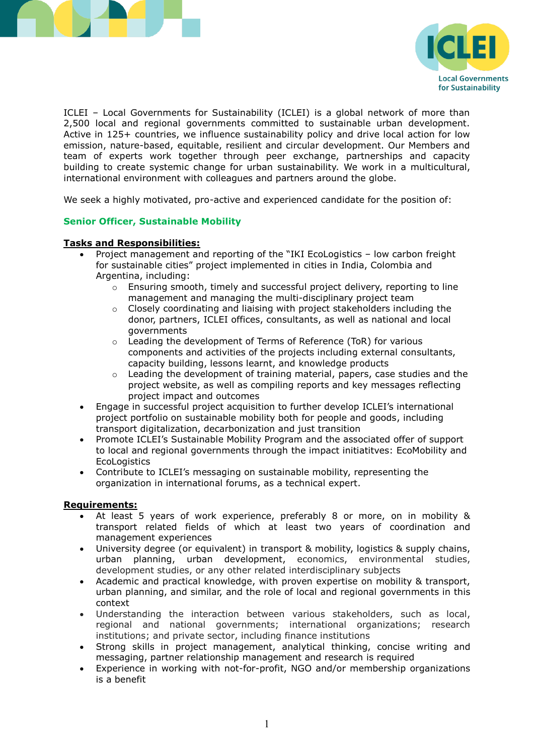ICLEI – Local Governments for Sustainability (ICLEI) is a global network of more than 2,500 local and regional governments committed to sustainable urban development. Active in 125+ countries, we influence sustainability policy and drive local action for low emission, nature-based, equitable, resilient and circular development. Our Members and team of experts work together through peer exchange, partnerships and capacity building to create systemic change for urban sustainability. We work in a multicultural, international environment with colleagues and partners around the globe.

We seek a highly motivated, pro-active and experienced candidate for the position of:

## Senior Officer, Sustainable Mobility

### Tasks and Responsibilities:

- Project management and reporting of the "IKI EcoLogistics – low carbon freight for sustainable cities" project implemented in cities in India, Colombia and Argentina, including:
  - Ensuring smooth, timely and successful project delivery, reporting to line management and managing the multi-disciplinary project team
  - Closely coordinating and liaising with project stakeholders including the donor, partners, ICLEI offices, consultants, as well as national and local governments
  - Leading the development of Terms of Reference (ToR) for various components and activities of the projects including external consultants, capacity building, lessons learnt, and knowledge products
  - Leading the development of training material, papers, case studies and the project website, as well as compiling reports and key messages reflecting project impact and outcomes
- Engage in successful project acquisition to further develop ICLEI's international project portfolio on sustainable mobility both for people and goods, including transport digitalization, decarbonization and just transition
- Promote ICLEI's Sustainable Mobility Program and the associated offer of support to local and regional governments through the impact initiatitves: EcoMobility and EcoLogistics
- Contribute to ICLEI's messaging on sustainable mobility, representing the organization in international forums, as a technical expert.

### Requirements:

- At least 5 years of work experience, preferably 8 or more, on in mobility & transport related fields of which at least two years of coordination and management experiences
- University degree (or equivalent) in transport & mobility, logistics & supply chains, urban planning, urban development, economics, environmental studies, development studies, or any other related interdisciplinary subjects
- Academic and practical knowledge, with proven expertise on mobility & transport, urban planning, and similar, and the role of local and regional governments in this context
- Understanding the interaction between various stakeholders, such as local, regional and national governments; international organizations; research institutions; and private sector, including finance institutions
- Strong skills in project management, analytical thinking, concise writing and messaging, partner relationship management and research is required
- Experience in working with not-for-profit, NGO and/or membership organizations is a benefit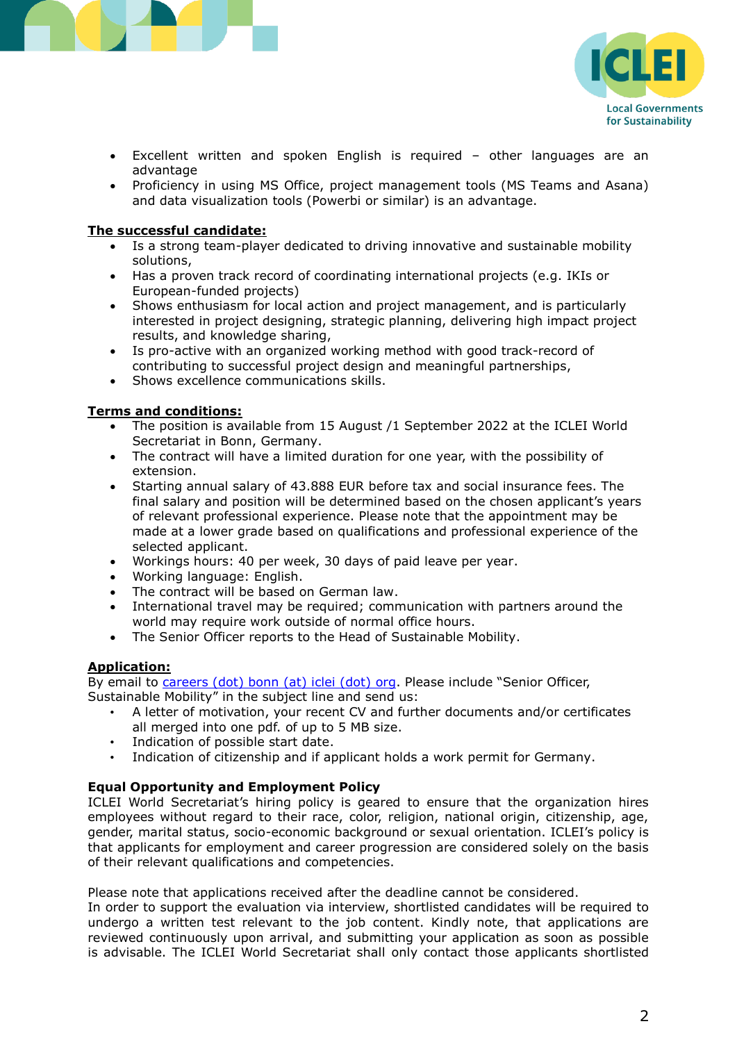- Excellent written and spoken English is required – other languages are an advantage
- Proficiency in using MS Office, project management tools (MS Teams and Asana) and data visualization tools (Powerbi or similar) is an advantage.

**The successful candidate:**

- Is a strong team-player dedicated to driving innovative and sustainable mobility solutions,
- Has a proven track record of coordinating international projects (e.g. IKIs or European-funded projects)
- Shows enthusiasm for local action and project management, and is particularly interested in project designing, strategic planning, delivering high impact project results, and knowledge sharing,
- Is pro-active with an organized working method with good track-record of contributing to successful project design and meaningful partnerships,
- Shows excellence communications skills.

**Terms and conditions:**

- The position is available from 15 August /1 September 2022 at the ICLEI World Secretariat in Bonn, Germany.
- The contract will have a limited duration for one year, with the possibility of extension.
- Starting annual salary of 43.888 EUR before tax and social insurance fees. The final salary and position will be determined based on the chosen applicant's years of relevant professional experience. Please note that the appointment may be made at a lower grade based on qualifications and professional experience of the selected applicant.
- Workings hours: 40 per week, 30 days of paid leave per year.
- Working language: English.
- The contract will be based on German law.
- International travel may be required; communication with partners around the world may require work outside of normal office hours.
- The Senior Officer reports to the Head of Sustainable Mobility.

**Application:**

By email to careers (dot) bonn (at) iclei (dot) org. Please include "Senior Officer, Sustainable Mobility" in the subject line and send us:

- A letter of motivation, your recent CV and further documents and/or certificates all merged into one pdf. of up to 5 MB size.
- Indication of possible start date.
- Indication of citizenship and if applicant holds a work permit for Germany.

**Equal Opportunity and Employment Policy**

ICLEI World Secretariat's hiring policy is geared to ensure that the organization hires employees without regard to their race, color, religion, national origin, citizenship, age, gender, marital status, socio-economic background or sexual orientation. ICLEI's policy is that applicants for employment and career progression are considered solely on the basis of their relevant qualifications and competencies.

Please note that applications received after the deadline cannot be considered.
In order to support the evaluation via interview, shortlisted candidates will be required to undergo a written test relevant to the job content. Kindly note, that applications are reviewed continuously upon arrival, and submitting your application as soon as possible is advisable. The ICLEI World Secretariat shall only contact those applicants shortlisted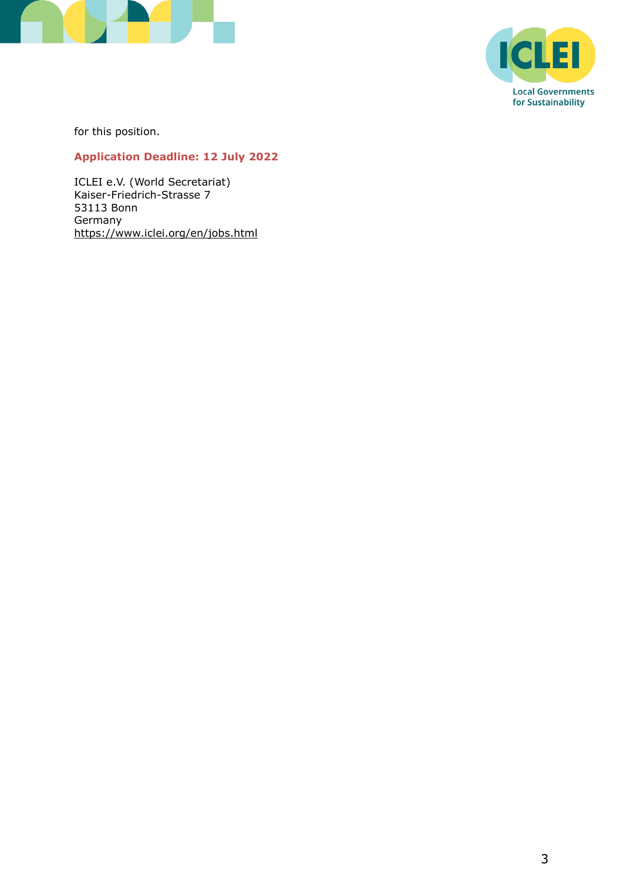for this position.

**Application Deadline: 12 July 2022**

ICLEI e.V. (World Secretariat)
Kaiser-Friedrich-Strasse 7
53113 Bonn
Germany
https://www.iclei.org/en/jobs.html